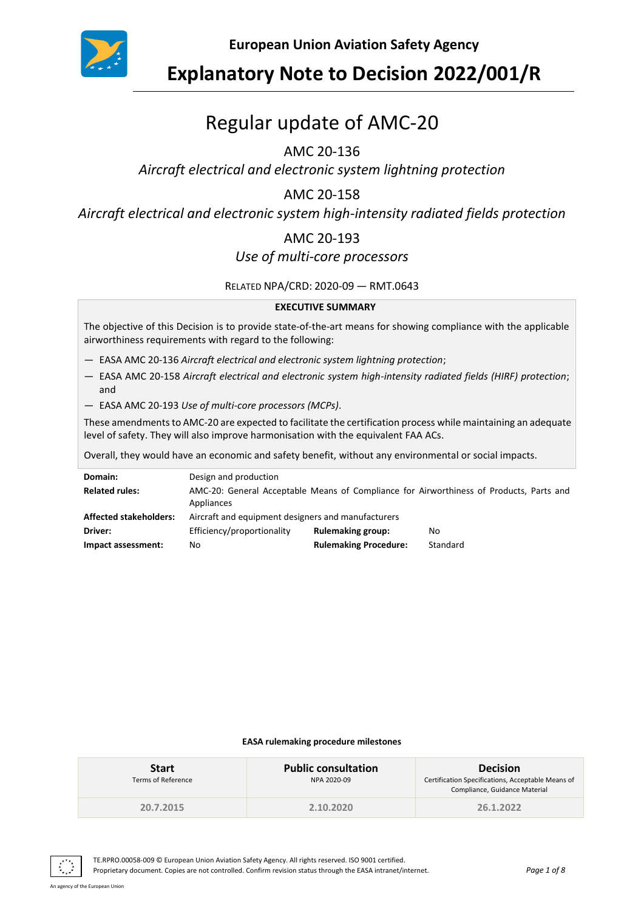European Union Aviation Safety Agency

# Explanatory Note to Decision 2022/001/R

## Regular update of AMC-20

AMC 20-136

*Aircraft electrical and electronic system lightning protection*

AMC 20-158

*Aircraft electrical and electronic system high-intensity radiated fields protection*

AMC 20-193

*Use of multi-core processors*

RELATED NPA/CRD: 2020-09 — RMT.0643

**EXECUTIVE SUMMARY**

The objective of this Decision is to provide state-of-the-art means for showing compliance with the applicable airworthiness requirements with regard to the following:

— EASA AMC 20-136 *Aircraft electrical and electronic system lightning protection*;

— EASA AMC 20-158 *Aircraft electrical and electronic system high-intensity radiated fields (HIRF) protection*; and

— EASA AMC 20-193 *Use of multi-core processors (MCPs)*.

These amendments to AMC-20 are expected to facilitate the certification process while maintaining an adequate level of safety. They will also improve harmonisation with the equivalent FAA ACs.

Overall, they would have an economic and safety benefit, without any environmental or social impacts.

| | | | |
|---|---|---|---|
| **Domain:** | Design and production | | |
| **Related rules:** | AMC-20: General Acceptable Means of Compliance for Airworthiness of Products, Parts and Appliances | | |
| **Affected stakeholders:** | Aircraft and equipment designers and manufacturers | | |
| **Driver:** | Efficiency/proportionality | **Rulemaking group:** | No |
| **Impact assessment:** | No | **Rulemaking Procedure:** | Standard |

**EASA rulemaking procedure milestones**

| **Start**<br>Terms of Reference | **Public consultation**<br>NPA 2020-09 | **Decision**<br>Certification Specifications, Acceptable Means of Compliance, Guidance Material |
|---|---|---|
| 20.7.2015 | 2.10.2020 | 26.1.2022 |

TE.RPRO.00058-009 © European Union Aviation Safety Agency. All rights reserved. ISO 9001 certified.
Proprietary document. Copies are not controlled. Confirm revision status through the EASA intranet/internet.

An agency of the European Union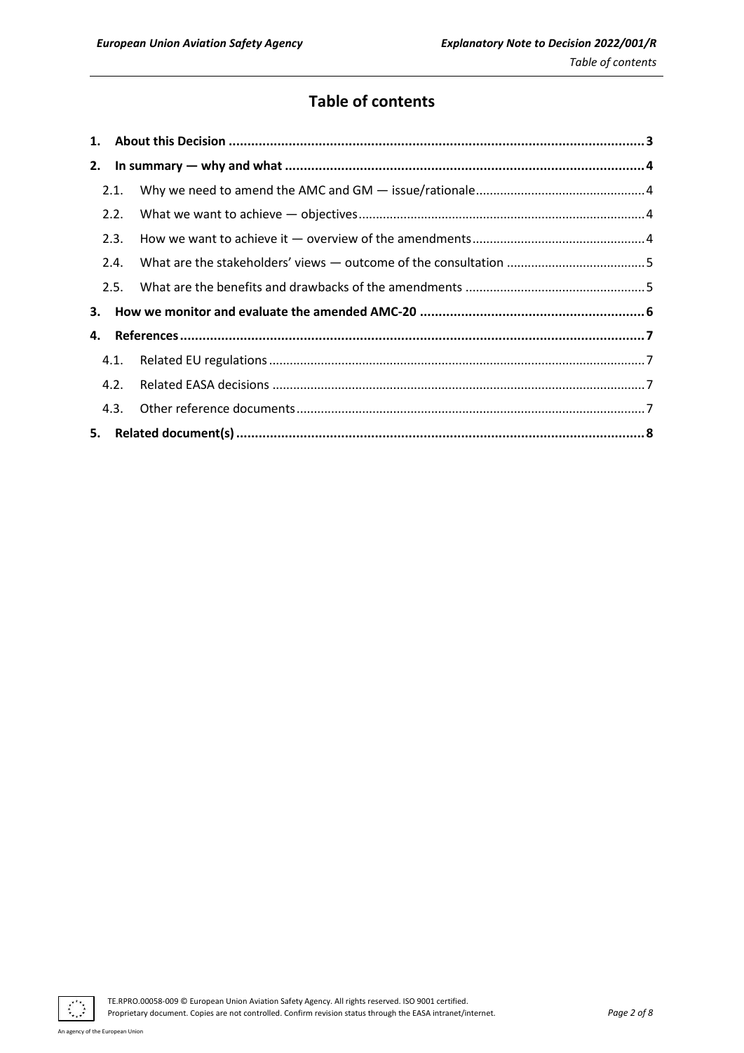# Table of contents

1. **About this Decision** ................................................................................................................ 3
2. **In summary — why and what** ................................................................................................ 4
   - 2.1. Why we need to amend the AMC and GM — issue/rationale ................................................ 4
   - 2.2. What we want to achieve — objectives .................................................................................. 4
   - 2.3. How we want to achieve it — overview of the amendments ................................................. 4
   - 2.4. What are the stakeholders' views — outcome of the consultation ........................................ 5
   - 2.5. What are the benefits and drawbacks of the amendments ................................................... 5
3. **How we monitor and evaluate the amended AMC-20** ............................................................ 6
4. **References** .............................................................................................................................. 7
   - 4.1. Related EU regulations ............................................................................................................ 7
   - 4.2. Related EASA decisions ........................................................................................................... 7
   - 4.3. Other reference documents .................................................................................................... 7
5. **Related document(s)** ............................................................................................................... 8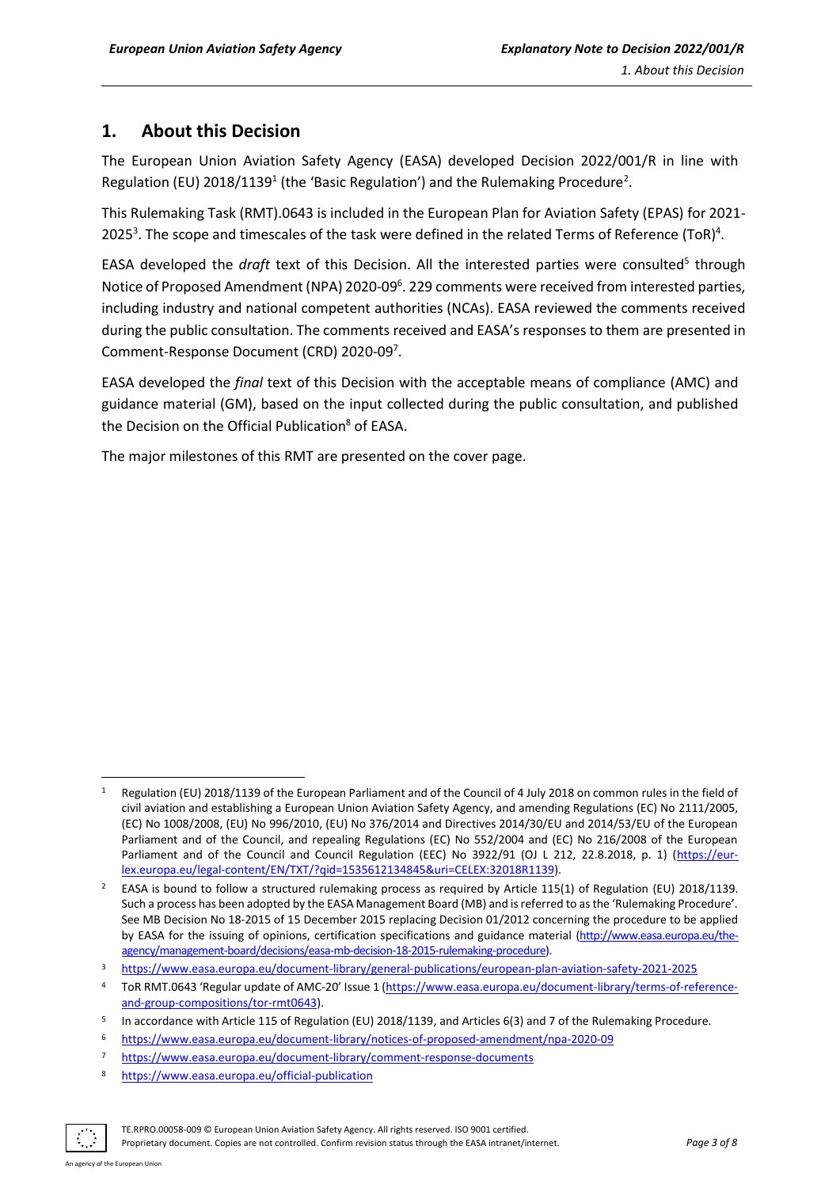## 1. About this Decision

The European Union Aviation Safety Agency (EASA) developed Decision 2022/001/R in line with Regulation (EU) 2018/1139[1] (the 'Basic Regulation') and the Rulemaking Procedure[2].

This Rulemaking Task (RMT).0643 is included in the European Plan for Aviation Safety (EPAS) for 2021-2025[3]. The scope and timescales of the task were defined in the related Terms of Reference (ToR)[4].

EASA developed the *draft* text of this Decision. All the interested parties were consulted[5] through Notice of Proposed Amendment (NPA) 2020-09[6]. 229 comments were received from interested parties, including industry and national competent authorities (NCAs). EASA reviewed the comments received during the public consultation. The comments received and EASA's responses to them are presented in Comment-Response Document (CRD) 2020-09[7].

EASA developed the *final* text of this Decision with the acceptable means of compliance (AMC) and guidance material (GM), based on the input collected during the public consultation, and published the Decision on the Official Publication[8] of EASA.

The major milestones of this RMT are presented on the cover page.

---

[1] Regulation (EU) 2018/1139 of the European Parliament and of the Council of 4 July 2018 on common rules in the field of civil aviation and establishing a European Union Aviation Safety Agency, and amending Regulations (EC) No 2111/2005, (EC) No 1008/2008, (EU) No 996/2010, (EU) No 376/2014 and Directives 2014/30/EU and 2014/53/EU of the European Parliament and of the Council, and repealing Regulations (EC) No 552/2004 and (EC) No 216/2008 of the European Parliament and of the Council and Council Regulation (EEC) No 3922/91 (OJ L 212, 22.8.2018, p. 1) (https://eur-lex.europa.eu/legal-content/EN/TXT/?qid=1535612134845&uri=CELEX:32018R1139).

[2] EASA is bound to follow a structured rulemaking process as required by Article 115(1) of Regulation (EU) 2018/1139. Such a process has been adopted by the EASA Management Board (MB) and is referred to as the 'Rulemaking Procedure'. See MB Decision No 18-2015 of 15 December 2015 replacing Decision 01/2012 concerning the procedure to be applied by EASA for the issuing of opinions, certification specifications and guidance material (http://www.easa.europa.eu/the-agency/management-board/decisions/easa-mb-decision-18-2015-rulemaking-procedure).

[3] https://www.easa.europa.eu/document-library/general-publications/european-plan-aviation-safety-2021-2025

[4] ToR RMT.0643 'Regular update of AMC-20' Issue 1 (https://www.easa.europa.eu/document-library/terms-of-reference-and-group-compositions/tor-rmt0643).

[5] In accordance with Article 115 of Regulation (EU) 2018/1139, and Articles 6(3) and 7 of the Rulemaking Procedure.

[6] https://www.easa.europa.eu/document-library/notices-of-proposed-amendment/npa-2020-09

[7] https://www.easa.europa.eu/document-library/comment-response-documents

[8] https://www.easa.europa.eu/official-publication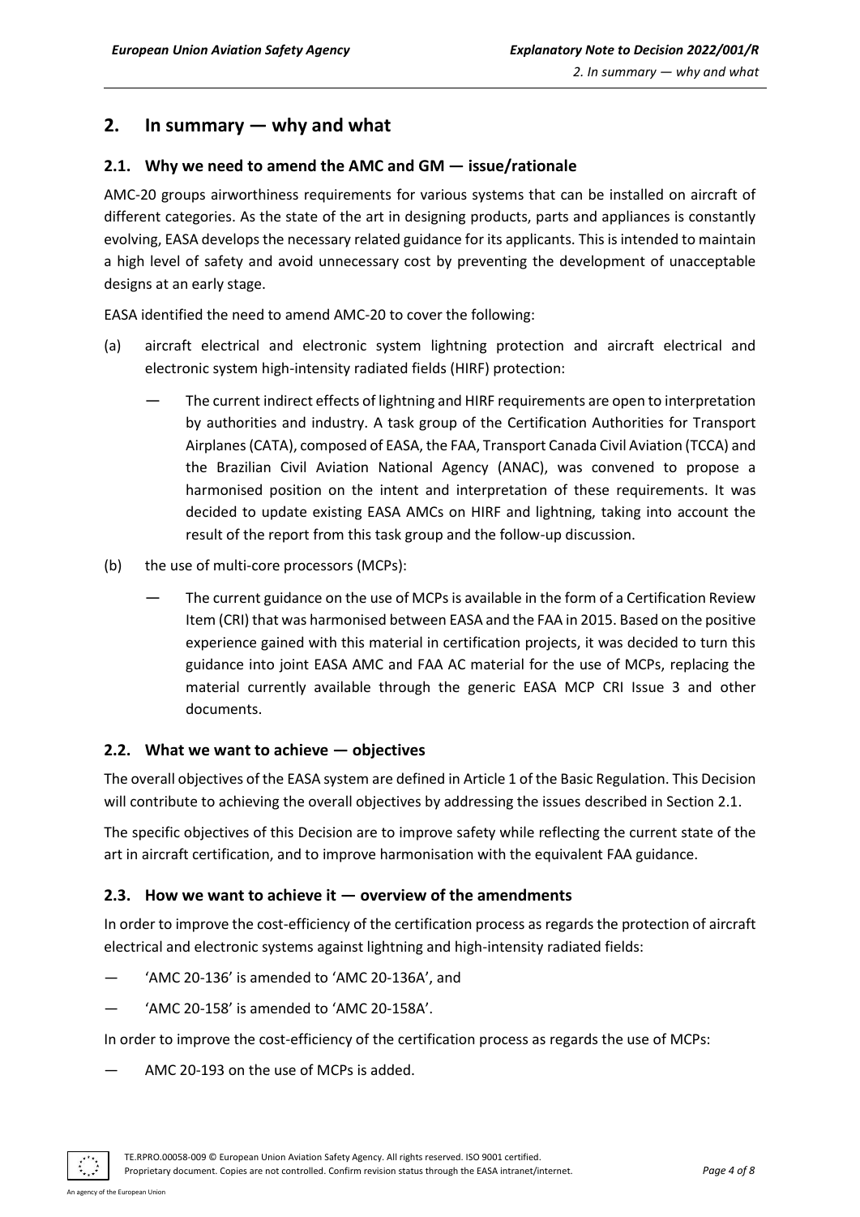## 2. In summary — why and what

### 2.1. Why we need to amend the AMC and GM — issue/rationale

AMC-20 groups airworthiness requirements for various systems that can be installed on aircraft of different categories. As the state of the art in designing products, parts and appliances is constantly evolving, EASA develops the necessary related guidance for its applicants. This is intended to maintain a high level of safety and avoid unnecessary cost by preventing the development of unacceptable designs at an early stage.

EASA identified the need to amend AMC-20 to cover the following:

(a) aircraft electrical and electronic system lightning protection and aircraft electrical and electronic system high-intensity radiated fields (HIRF) protection:

— The current indirect effects of lightning and HIRF requirements are open to interpretation by authorities and industry. A task group of the Certification Authorities for Transport Airplanes (CATA), composed of EASA, the FAA, Transport Canada Civil Aviation (TCCA) and the Brazilian Civil Aviation National Agency (ANAC), was convened to propose a harmonised position on the intent and interpretation of these requirements. It was decided to update existing EASA AMCs on HIRF and lightning, taking into account the result of the report from this task group and the follow-up discussion.

(b) the use of multi-core processors (MCPs):

— The current guidance on the use of MCPs is available in the form of a Certification Review Item (CRI) that was harmonised between EASA and the FAA in 2015. Based on the positive experience gained with this material in certification projects, it was decided to turn this guidance into joint EASA AMC and FAA AC material for the use of MCPs, replacing the material currently available through the generic EASA MCP CRI Issue 3 and other documents.

### 2.2. What we want to achieve — objectives

The overall objectives of the EASA system are defined in Article 1 of the Basic Regulation. This Decision will contribute to achieving the overall objectives by addressing the issues described in Section 2.1.

The specific objectives of this Decision are to improve safety while reflecting the current state of the art in aircraft certification, and to improve harmonisation with the equivalent FAA guidance.

### 2.3. How we want to achieve it — overview of the amendments

In order to improve the cost-efficiency of the certification process as regards the protection of aircraft electrical and electronic systems against lightning and high-intensity radiated fields:

— 'AMC 20-136' is amended to 'AMC 20-136A', and

— 'AMC 20-158' is amended to 'AMC 20-158A'.

In order to improve the cost-efficiency of the certification process as regards the use of MCPs:

— AMC 20-193 on the use of MCPs is added.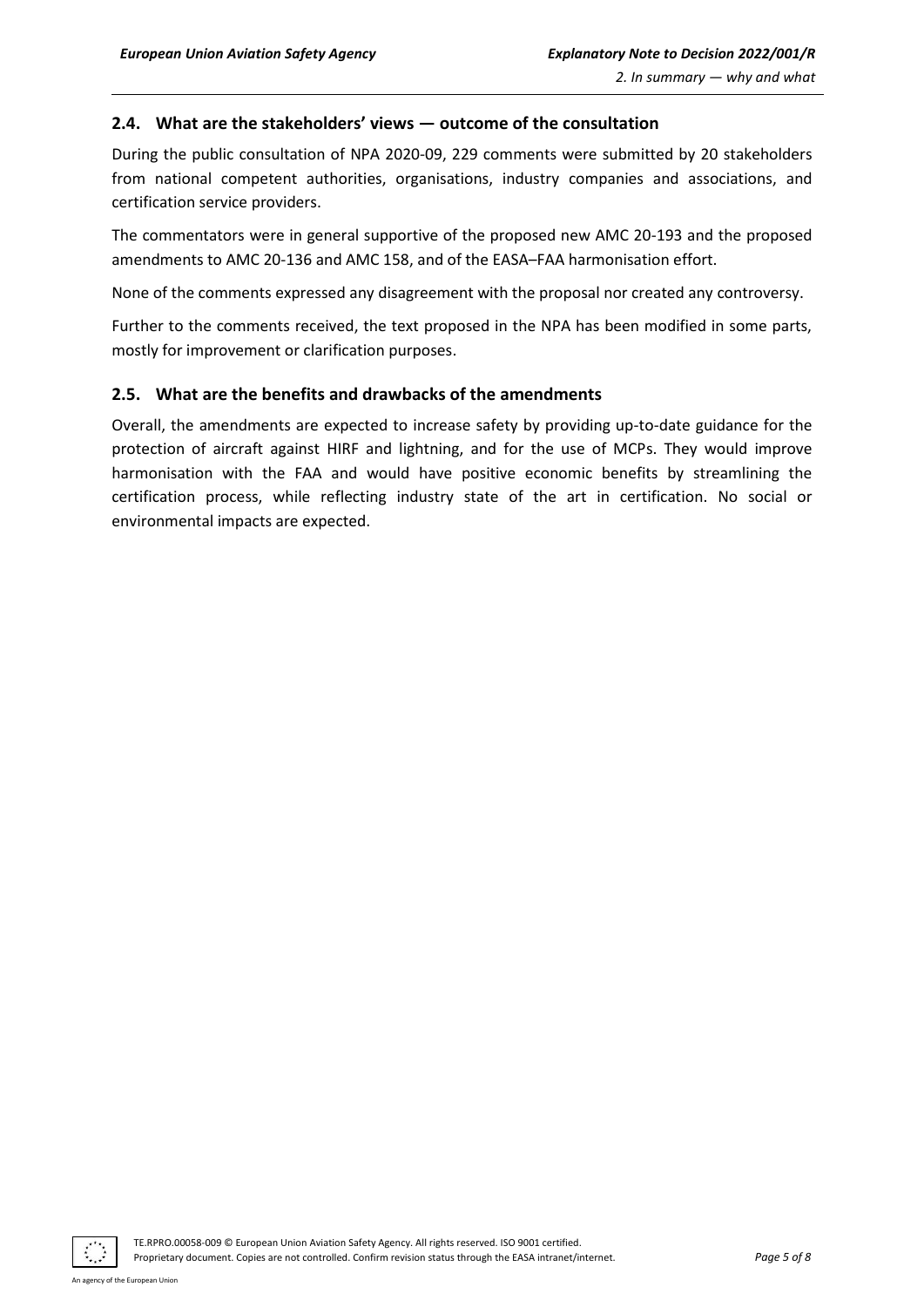## 2.4. What are the stakeholders' views — outcome of the consultation

During the public consultation of NPA 2020-09, 229 comments were submitted by 20 stakeholders from national competent authorities, organisations, industry companies and associations, and certification service providers.

The commentators were in general supportive of the proposed new AMC 20-193 and the proposed amendments to AMC 20-136 and AMC 158, and of the EASA–FAA harmonisation effort.

None of the comments expressed any disagreement with the proposal nor created any controversy.

Further to the comments received, the text proposed in the NPA has been modified in some parts, mostly for improvement or clarification purposes.

## 2.5. What are the benefits and drawbacks of the amendments

Overall, the amendments are expected to increase safety by providing up-to-date guidance for the protection of aircraft against HIRF and lightning, and for the use of MCPs. They would improve harmonisation with the FAA and would have positive economic benefits by streamlining the certification process, while reflecting industry state of the art in certification. No social or environmental impacts are expected.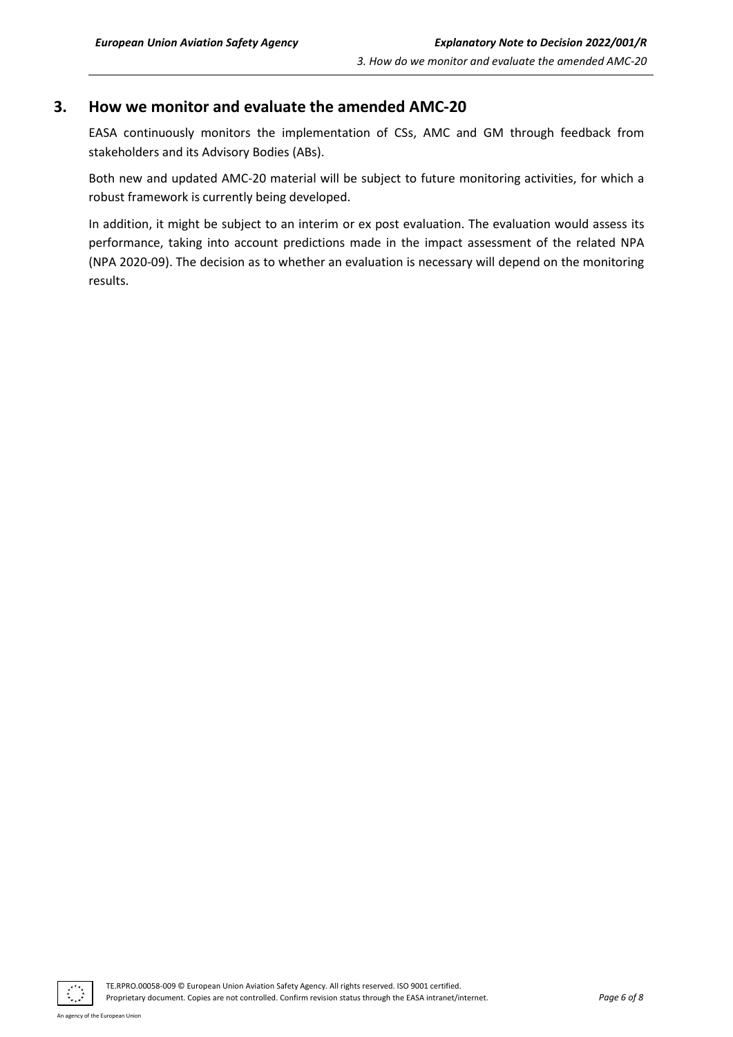## 3. How we monitor and evaluate the amended AMC-20

EASA continuously monitors the implementation of CSs, AMC and GM through feedback from stakeholders and its Advisory Bodies (ABs).

Both new and updated AMC-20 material will be subject to future monitoring activities, for which a robust framework is currently being developed.

In addition, it might be subject to an interim or ex post evaluation. The evaluation would assess its performance, taking into account predictions made in the impact assessment of the related NPA (NPA 2020-09). The decision as to whether an evaluation is necessary will depend on the monitoring results.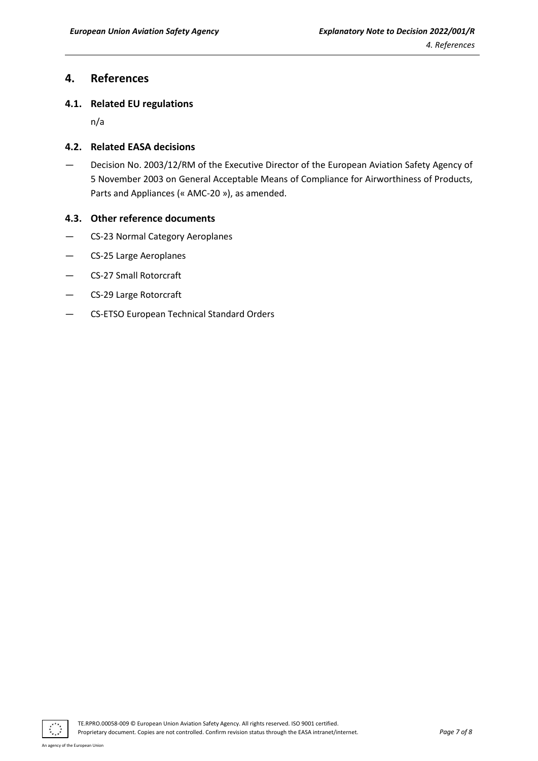# 4. References

## 4.1. Related EU regulations

n/a

## 4.2. Related EASA decisions

— Decision No. 2003/12/RM of the Executive Director of the European Aviation Safety Agency of 5 November 2003 on General Acceptable Means of Compliance for Airworthiness of Products, Parts and Appliances (« AMC-20 »), as amended.

## 4.3. Other reference documents

— CS-23 Normal Category Aeroplanes

— CS-25 Large Aeroplanes

— CS-27 Small Rotorcraft

— CS-29 Large Rotorcraft

— CS-ETSO European Technical Standard Orders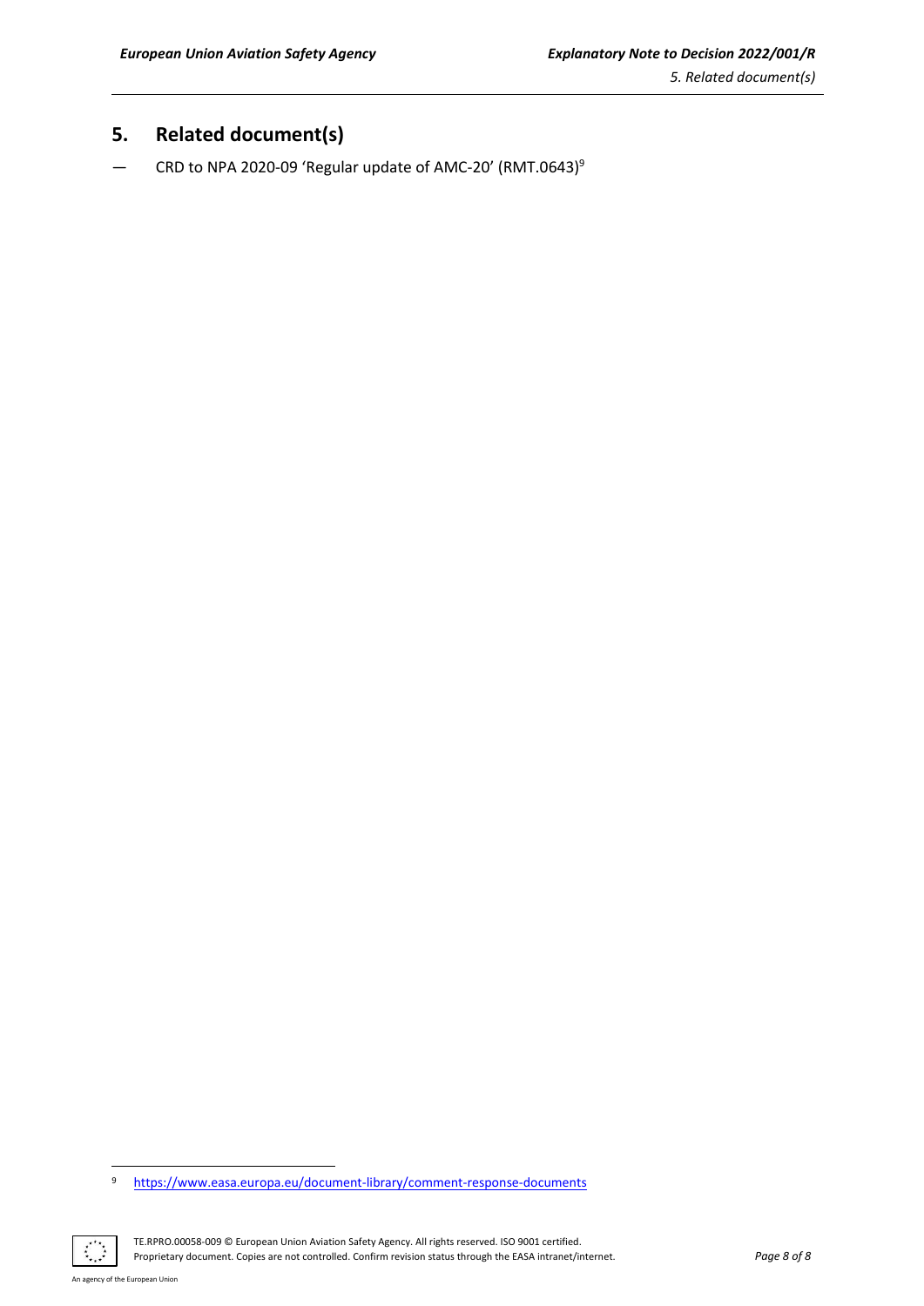## 5. Related document(s)

— CRD to NPA 2020-09 'Regular update of AMC-20' (RMT.0643)[9]

[9] https://www.easa.europa.eu/document-library/comment-response-documents